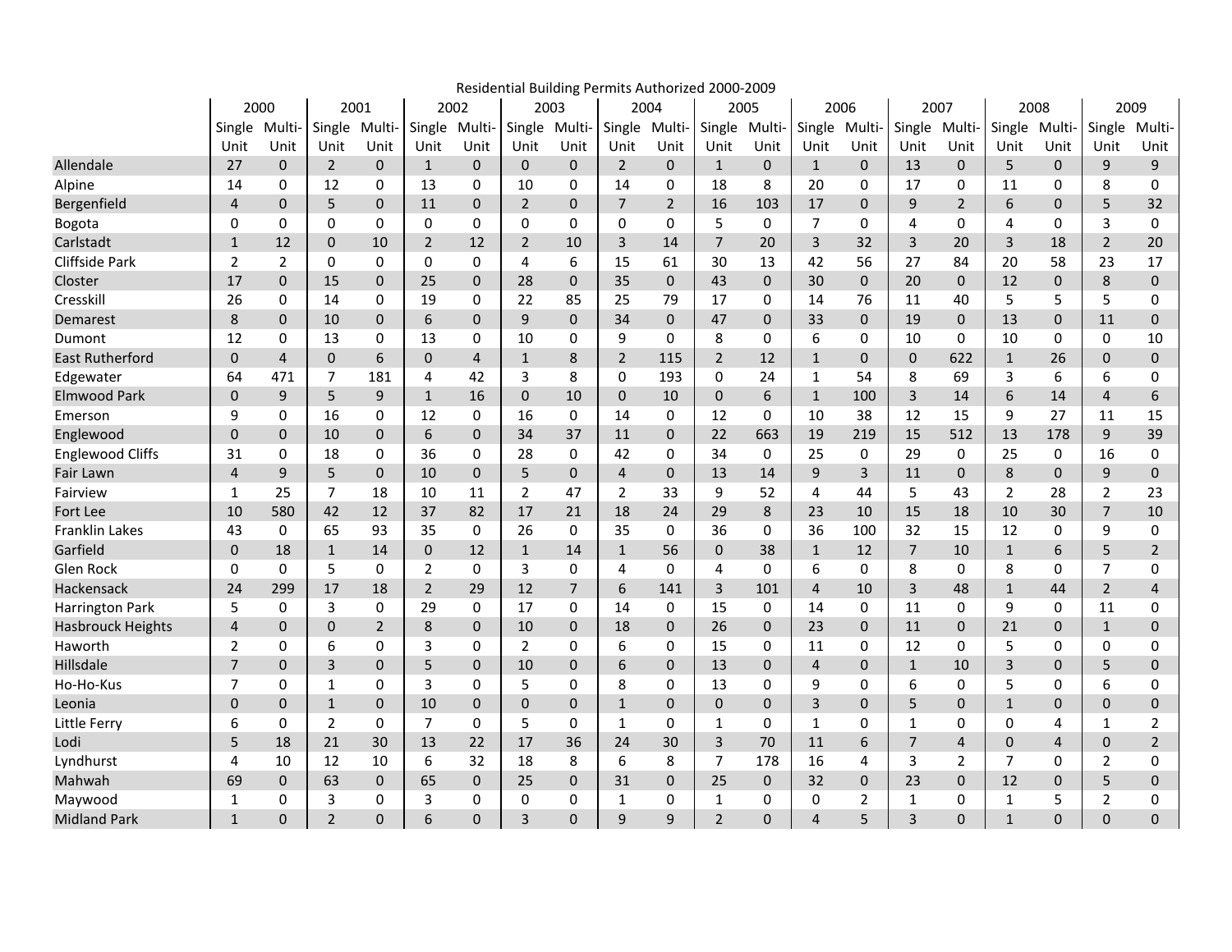Residential Building Permits Authorized 2000-2009

| | 2000 | | 2001 | | 2002 | | 2003 | | 2004 | | 2005 | | 2006 | | 2007 | | 2008 | | 2009 | |
|---|---|---|---|---|---|---|---|---|---|---|---|---|---|---|---|---|---|---|---|---|
| | Single Unit | Multi-Unit | Single Unit | Multi-Unit | Single Unit | Multi-Unit | Single Unit | Multi-Unit | Single Unit | Multi-Unit | Single Unit | Multi-Unit | Single Unit | Multi-Unit | Single Unit | Multi-Unit | Single Unit | Multi-Unit | Single Unit | Multi-Unit |
| Allendale | 27 | 0 | 2 | 0 | 1 | 0 | 0 | 0 | 2 | 0 | 1 | 0 | 1 | 0 | 13 | 0 | 5 | 0 | 9 | 9 |
| Alpine | 14 | 0 | 12 | 0 | 13 | 0 | 10 | 0 | 14 | 0 | 18 | 8 | 20 | 0 | 17 | 0 | 11 | 0 | 8 | 0 |
| Bergenfield | 4 | 0 | 5 | 0 | 11 | 0 | 2 | 0 | 7 | 2 | 16 | 103 | 17 | 0 | 9 | 2 | 6 | 0 | 5 | 32 |
| Bogota | 0 | 0 | 0 | 0 | 0 | 0 | 0 | 0 | 0 | 0 | 5 | 0 | 7 | 0 | 4 | 0 | 4 | 0 | 3 | 0 |
| Carlstadt | 1 | 12 | 0 | 10 | 2 | 12 | 2 | 10 | 3 | 14 | 7 | 20 | 3 | 32 | 3 | 20 | 3 | 18 | 2 | 20 |
| Cliffside Park | 2 | 2 | 0 | 0 | 0 | 0 | 4 | 6 | 15 | 61 | 30 | 13 | 42 | 56 | 27 | 84 | 20 | 58 | 23 | 17 |
| Closter | 17 | 0 | 15 | 0 | 25 | 0 | 28 | 0 | 35 | 0 | 43 | 0 | 30 | 0 | 20 | 0 | 12 | 0 | 8 | 0 |
| Cresskill | 26 | 0 | 14 | 0 | 19 | 0 | 22 | 85 | 25 | 79 | 17 | 0 | 14 | 76 | 11 | 40 | 5 | 5 | 5 | 0 |
| Demarest | 8 | 0 | 10 | 0 | 6 | 0 | 9 | 0 | 34 | 0 | 47 | 0 | 33 | 0 | 19 | 0 | 13 | 0 | 11 | 0 |
| Dumont | 12 | 0 | 13 | 0 | 13 | 0 | 10 | 0 | 9 | 0 | 8 | 0 | 6 | 0 | 10 | 0 | 10 | 0 | 0 | 10 |
| East Rutherford | 0 | 4 | 0 | 6 | 0 | 4 | 1 | 8 | 2 | 115 | 2 | 12 | 1 | 0 | 0 | 622 | 1 | 26 | 0 | 0 |
| Edgewater | 64 | 471 | 7 | 181 | 4 | 42 | 3 | 8 | 0 | 193 | 0 | 24 | 1 | 54 | 8 | 69 | 3 | 6 | 6 | 0 |
| Elmwood Park | 0 | 9 | 5 | 9 | 1 | 16 | 0 | 10 | 0 | 10 | 0 | 6 | 1 | 100 | 3 | 14 | 6 | 14 | 4 | 6 |
| Emerson | 9 | 0 | 16 | 0 | 12 | 0 | 16 | 0 | 14 | 0 | 12 | 0 | 10 | 38 | 12 | 15 | 9 | 27 | 11 | 15 |
| Englewood | 0 | 0 | 10 | 0 | 6 | 0 | 34 | 37 | 11 | 0 | 22 | 663 | 19 | 219 | 15 | 512 | 13 | 178 | 9 | 39 |
| Englewood Cliffs | 31 | 0 | 18 | 0 | 36 | 0 | 28 | 0 | 42 | 0 | 34 | 0 | 25 | 0 | 29 | 0 | 25 | 0 | 16 | 0 |
| Fair Lawn | 4 | 9 | 5 | 0 | 10 | 0 | 5 | 0 | 4 | 0 | 13 | 14 | 9 | 3 | 11 | 0 | 8 | 0 | 9 | 0 |
| Fairview | 1 | 25 | 7 | 18 | 10 | 11 | 2 | 47 | 2 | 33 | 9 | 52 | 4 | 44 | 5 | 43 | 2 | 28 | 2 | 23 |
| Fort Lee | 10 | 580 | 42 | 12 | 37 | 82 | 17 | 21 | 18 | 24 | 29 | 8 | 23 | 10 | 15 | 18 | 10 | 30 | 7 | 10 |
| Franklin Lakes | 43 | 0 | 65 | 93 | 35 | 0 | 26 | 0 | 35 | 0 | 36 | 0 | 36 | 100 | 32 | 15 | 12 | 0 | 9 | 0 |
| Garfield | 0 | 18 | 1 | 14 | 0 | 12 | 1 | 14 | 1 | 56 | 0 | 38 | 1 | 12 | 7 | 10 | 1 | 6 | 5 | 2 |
| Glen Rock | 0 | 0 | 5 | 0 | 2 | 0 | 3 | 0 | 4 | 0 | 4 | 0 | 6 | 0 | 8 | 0 | 8 | 0 | 7 | 0 |
| Hackensack | 24 | 299 | 17 | 18 | 2 | 29 | 12 | 7 | 6 | 141 | 3 | 101 | 4 | 10 | 3 | 48 | 1 | 44 | 2 | 4 |
| Harrington Park | 5 | 0 | 3 | 0 | 29 | 0 | 17 | 0 | 14 | 0 | 15 | 0 | 14 | 0 | 11 | 0 | 9 | 0 | 11 | 0 |
| Hasbrouck Heights | 4 | 0 | 0 | 2 | 8 | 0 | 10 | 0 | 18 | 0 | 26 | 0 | 23 | 0 | 11 | 0 | 21 | 0 | 1 | 0 |
| Haworth | 2 | 0 | 6 | 0 | 3 | 0 | 2 | 0 | 6 | 0 | 15 | 0 | 11 | 0 | 12 | 0 | 5 | 0 | 0 | 0 |
| Hillsdale | 7 | 0 | 3 | 0 | 5 | 0 | 10 | 0 | 6 | 0 | 13 | 0 | 4 | 0 | 1 | 10 | 3 | 0 | 5 | 0 |
| Ho-Ho-Kus | 7 | 0 | 1 | 0 | 3 | 0 | 5 | 0 | 8 | 0 | 13 | 0 | 9 | 0 | 6 | 0 | 5 | 0 | 6 | 0 |
| Leonia | 0 | 0 | 1 | 0 | 10 | 0 | 0 | 0 | 1 | 0 | 0 | 0 | 3 | 0 | 5 | 0 | 1 | 0 | 0 | 0 |
| Little Ferry | 6 | 0 | 2 | 0 | 7 | 0 | 5 | 0 | 1 | 0 | 1 | 0 | 1 | 0 | 1 | 0 | 0 | 4 | 1 | 2 |
| Lodi | 5 | 18 | 21 | 30 | 13 | 22 | 17 | 36 | 24 | 30 | 3 | 70 | 11 | 6 | 7 | 4 | 0 | 4 | 0 | 2 |
| Lyndhurst | 4 | 10 | 12 | 10 | 6 | 32 | 18 | 8 | 6 | 8 | 7 | 178 | 16 | 4 | 3 | 2 | 7 | 0 | 2 | 0 |
| Mahwah | 69 | 0 | 63 | 0 | 65 | 0 | 25 | 0 | 31 | 0 | 25 | 0 | 32 | 0 | 23 | 0 | 12 | 0 | 5 | 0 |
| Maywood | 1 | 0 | 3 | 0 | 3 | 0 | 0 | 0 | 1 | 0 | 1 | 0 | 0 | 2 | 1 | 0 | 1 | 5 | 2 | 0 |
| Midland Park | 1 | 0 | 2 | 0 | 6 | 0 | 3 | 0 | 9 | 9 | 2 | 0 | 4 | 5 | 3 | 0 | 1 | 0 | 0 | 0 |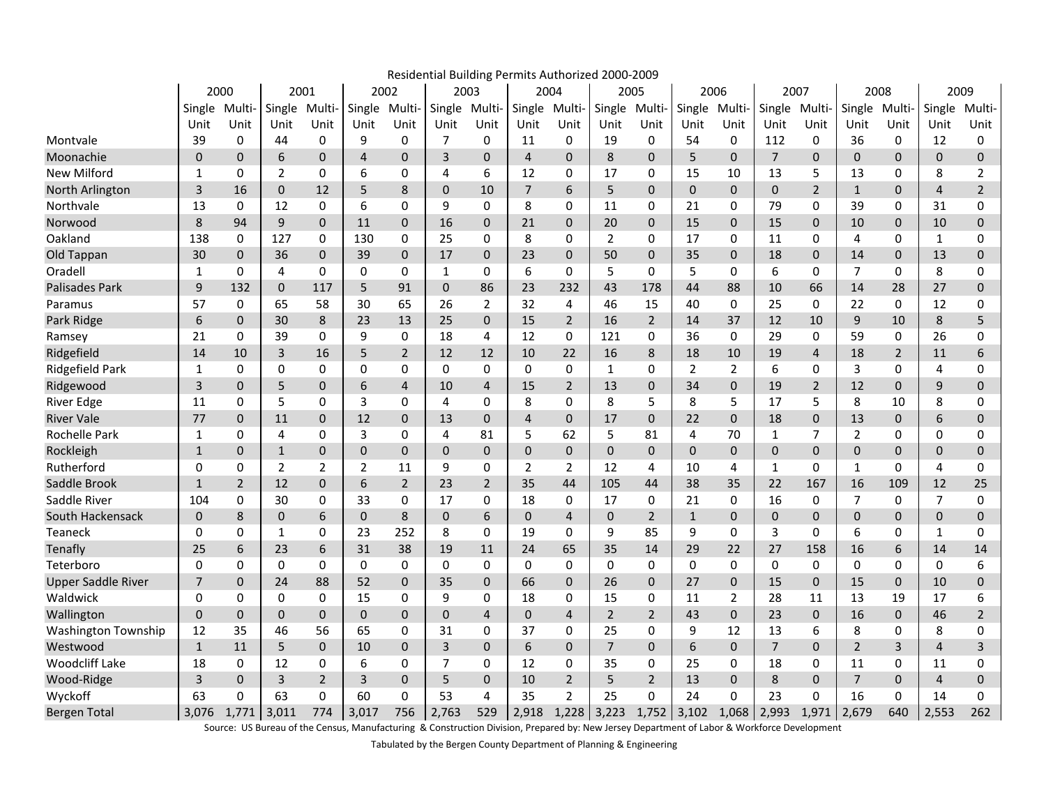Residential Building Permits Authorized 2000-2009

| | 2000 | | 2001 | | 2002 | | 2003 | | 2004 | | 2005 | | 2006 | | 2007 | | 2008 | | 2009 | |
|---|---|---|---|---|---|---|---|---|---|---|---|---|---|---|---|---|---|---|---|---|
| | Single Unit | Multi-Unit | Single Unit | Multi-Unit | Single Unit | Multi-Unit | Single Unit | Multi-Unit | Single Unit | Multi-Unit | Single Unit | Multi-Unit | Single Unit | Multi-Unit | Single Unit | Multi-Unit | Single Unit | Multi-Unit | Single Unit | Multi-Unit |
| Montvale | 39 | 0 | 44 | 0 | 9 | 0 | 7 | 0 | 11 | 0 | 19 | 0 | 54 | 0 | 112 | 0 | 36 | 0 | 12 | 0 |
| Moonachie | 0 | 0 | 6 | 0 | 4 | 0 | 3 | 0 | 4 | 0 | 8 | 0 | 5 | 0 | 7 | 0 | 0 | 0 | 0 | 0 |
| New Milford | 1 | 0 | 2 | 0 | 6 | 0 | 4 | 6 | 12 | 0 | 17 | 0 | 15 | 10 | 13 | 5 | 13 | 0 | 8 | 2 |
| North Arlington | 3 | 16 | 0 | 12 | 5 | 8 | 0 | 10 | 7 | 6 | 5 | 0 | 0 | 0 | 0 | 2 | 1 | 0 | 4 | 2 |
| Northvale | 13 | 0 | 12 | 0 | 6 | 0 | 9 | 0 | 8 | 0 | 11 | 0 | 21 | 0 | 79 | 0 | 39 | 0 | 31 | 0 |
| Norwood | 8 | 94 | 9 | 0 | 11 | 0 | 16 | 0 | 21 | 0 | 20 | 0 | 15 | 0 | 15 | 0 | 10 | 0 | 10 | 0 |
| Oakland | 138 | 0 | 127 | 0 | 130 | 0 | 25 | 0 | 8 | 0 | 2 | 0 | 17 | 0 | 11 | 0 | 4 | 0 | 1 | 0 |
| Old Tappan | 30 | 0 | 36 | 0 | 39 | 0 | 17 | 0 | 23 | 0 | 50 | 0 | 35 | 0 | 18 | 0 | 14 | 0 | 13 | 0 |
| Oradell | 1 | 0 | 4 | 0 | 0 | 0 | 1 | 0 | 6 | 0 | 5 | 0 | 5 | 0 | 6 | 0 | 7 | 0 | 8 | 0 |
| Palisades Park | 9 | 132 | 0 | 117 | 5 | 91 | 0 | 86 | 23 | 232 | 43 | 178 | 44 | 88 | 10 | 66 | 14 | 28 | 27 | 0 |
| Paramus | 57 | 0 | 65 | 58 | 30 | 65 | 26 | 2 | 32 | 4 | 46 | 15 | 40 | 0 | 25 | 0 | 22 | 0 | 12 | 0 |
| Park Ridge | 6 | 0 | 30 | 8 | 23 | 13 | 25 | 0 | 15 | 2 | 16 | 2 | 14 | 37 | 12 | 10 | 9 | 10 | 8 | 5 |
| Ramsey | 21 | 0 | 39 | 0 | 9 | 0 | 18 | 4 | 12 | 0 | 121 | 0 | 36 | 0 | 29 | 0 | 59 | 0 | 26 | 0 |
| Ridgefield | 14 | 10 | 3 | 16 | 5 | 2 | 12 | 12 | 10 | 22 | 16 | 8 | 18 | 10 | 19 | 4 | 18 | 2 | 11 | 6 |
| Ridgefield Park | 1 | 0 | 0 | 0 | 0 | 0 | 0 | 0 | 0 | 0 | 1 | 0 | 2 | 2 | 6 | 0 | 3 | 0 | 4 | 0 |
| Ridgewood | 3 | 0 | 5 | 0 | 6 | 4 | 10 | 4 | 15 | 2 | 13 | 0 | 34 | 0 | 19 | 2 | 12 | 0 | 9 | 0 |
| River Edge | 11 | 0 | 5 | 0 | 3 | 0 | 4 | 0 | 8 | 0 | 8 | 5 | 8 | 5 | 17 | 5 | 8 | 10 | 8 | 0 |
| River Vale | 77 | 0 | 11 | 0 | 12 | 0 | 13 | 0 | 4 | 0 | 17 | 0 | 22 | 0 | 18 | 0 | 13 | 0 | 6 | 0 |
| Rochelle Park | 1 | 0 | 4 | 0 | 3 | 0 | 4 | 81 | 5 | 62 | 5 | 81 | 4 | 70 | 1 | 7 | 2 | 0 | 0 | 0 |
| Rockleigh | 1 | 0 | 1 | 0 | 0 | 0 | 0 | 0 | 0 | 0 | 0 | 0 | 0 | 0 | 0 | 0 | 0 | 0 | 0 | 0 |
| Rutherford | 0 | 0 | 2 | 2 | 2 | 11 | 9 | 0 | 2 | 2 | 12 | 4 | 10 | 4 | 1 | 0 | 1 | 0 | 4 | 0 |
| Saddle Brook | 1 | 2 | 12 | 0 | 6 | 2 | 23 | 2 | 35 | 44 | 105 | 44 | 38 | 35 | 22 | 167 | 16 | 109 | 12 | 25 |
| Saddle River | 104 | 0 | 30 | 0 | 33 | 0 | 17 | 0 | 18 | 0 | 17 | 0 | 21 | 0 | 16 | 0 | 7 | 0 | 7 | 0 |
| South Hackensack | 0 | 8 | 0 | 6 | 0 | 8 | 0 | 6 | 0 | 4 | 0 | 2 | 1 | 0 | 0 | 0 | 0 | 0 | 0 | 0 |
| Teaneck | 0 | 0 | 1 | 0 | 23 | 252 | 8 | 0 | 19 | 0 | 9 | 85 | 9 | 0 | 3 | 0 | 6 | 0 | 1 | 0 |
| Tenafly | 25 | 6 | 23 | 6 | 31 | 38 | 19 | 11 | 24 | 65 | 35 | 14 | 29 | 22 | 27 | 158 | 16 | 6 | 14 | 14 |
| Teterboro | 0 | 0 | 0 | 0 | 0 | 0 | 0 | 0 | 0 | 0 | 0 | 0 | 0 | 0 | 0 | 0 | 0 | 0 | 0 | 6 |
| Upper Saddle River | 7 | 0 | 24 | 88 | 52 | 0 | 35 | 0 | 66 | 0 | 26 | 0 | 27 | 0 | 15 | 0 | 15 | 0 | 10 | 0 |
| Waldwick | 0 | 0 | 0 | 0 | 15 | 0 | 9 | 0 | 18 | 0 | 15 | 0 | 11 | 2 | 28 | 11 | 13 | 19 | 17 | 6 |
| Wallington | 0 | 0 | 0 | 0 | 0 | 0 | 0 | 4 | 0 | 4 | 2 | 2 | 43 | 0 | 23 | 0 | 16 | 0 | 46 | 2 |
| Washington Township | 12 | 35 | 46 | 56 | 65 | 0 | 31 | 0 | 37 | 0 | 25 | 0 | 9 | 12 | 13 | 6 | 8 | 0 | 8 | 0 |
| Westwood | 1 | 11 | 5 | 0 | 10 | 0 | 3 | 0 | 6 | 0 | 7 | 0 | 6 | 0 | 7 | 0 | 2 | 3 | 4 | 3 |
| Woodcliff Lake | 18 | 0 | 12 | 0 | 6 | 0 | 7 | 0 | 12 | 0 | 35 | 0 | 25 | 0 | 18 | 0 | 11 | 0 | 11 | 0 |
| Wood-Ridge | 3 | 0 | 3 | 2 | 3 | 0 | 5 | 0 | 10 | 2 | 5 | 2 | 13 | 0 | 8 | 0 | 7 | 0 | 4 | 0 |
| Wyckoff | 63 | 0 | 63 | 0 | 60 | 0 | 53 | 4 | 35 | 2 | 25 | 0 | 24 | 0 | 23 | 0 | 16 | 0 | 14 | 0 |
| Bergen Total | 3,076 | 1,771 | 3,011 | 774 | 3,017 | 756 | 2,763 | 529 | 2,918 | 1,228 | 3,223 | 1,752 | 3,102 | 1,068 | 2,993 | 1,971 | 2,679 | 640 | 2,553 | 262 |

Source: US Bureau of the Census, Manufacturing & Construction Division, Prepared by: New Jersey Department of Labor & Workforce Development

Tabulated by the Bergen County Department of Planning & Engineering